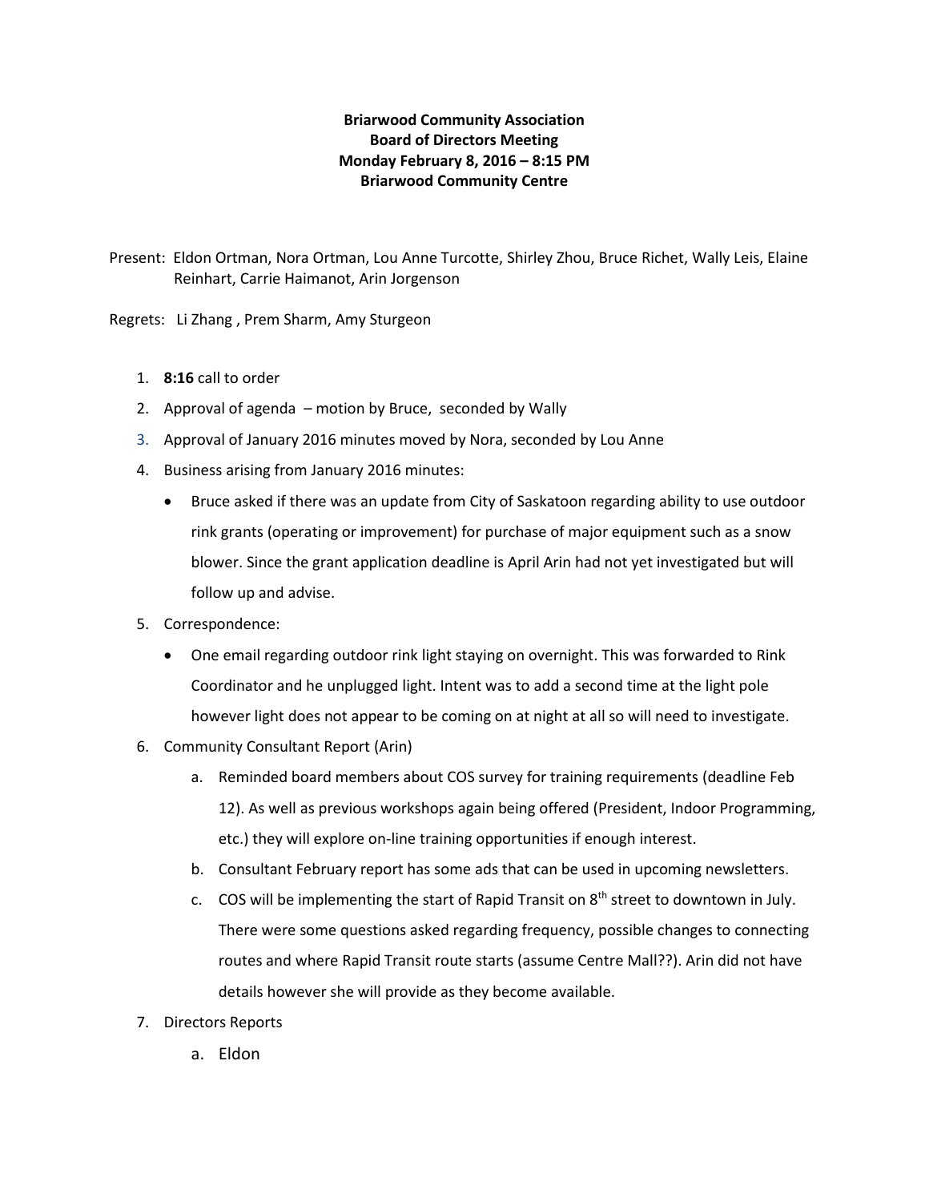**Briarwood Community Association**
**Board of Directors Meeting**
**Monday February 8, 2016 – 8:15 PM**
**Briarwood Community Centre**

Present: Eldon Ortman, Nora Ortman, Lou Anne Turcotte, Shirley Zhou, Bruce Richet, Wally Leis, Elaine Reinhart, Carrie Haimanot, Arin Jorgenson

Regrets: Li Zhang , Prem Sharm, Amy Sturgeon

1. **8:16** call to order
2. Approval of agenda – motion by Bruce, seconded by Wally
3. Approval of January 2016 minutes moved by Nora, seconded by Lou Anne
4. Business arising from January 2016 minutes:
   - Bruce asked if there was an update from City of Saskatoon regarding ability to use outdoor rink grants (operating or improvement) for purchase of major equipment such as a snow blower. Since the grant application deadline is April Arin had not yet investigated but will follow up and advise.
5. Correspondence:
   - One email regarding outdoor rink light staying on overnight. This was forwarded to Rink Coordinator and he unplugged light. Intent was to add a second time at the light pole however light does not appear to be coming on at night at all so will need to investigate.
6. Community Consultant Report (Arin)
   a. Reminded board members about COS survey for training requirements (deadline Feb 12). As well as previous workshops again being offered (President, Indoor Programming, etc.) they will explore on-line training opportunities if enough interest.
   b. Consultant February report has some ads that can be used in upcoming newsletters.
   c. COS will be implementing the start of Rapid Transit on 8th street to downtown in July. There were some questions asked regarding frequency, possible changes to connecting routes and where Rapid Transit route starts (assume Centre Mall??). Arin did not have details however she will provide as they become available.
7. Directors Reports
   a. Eldon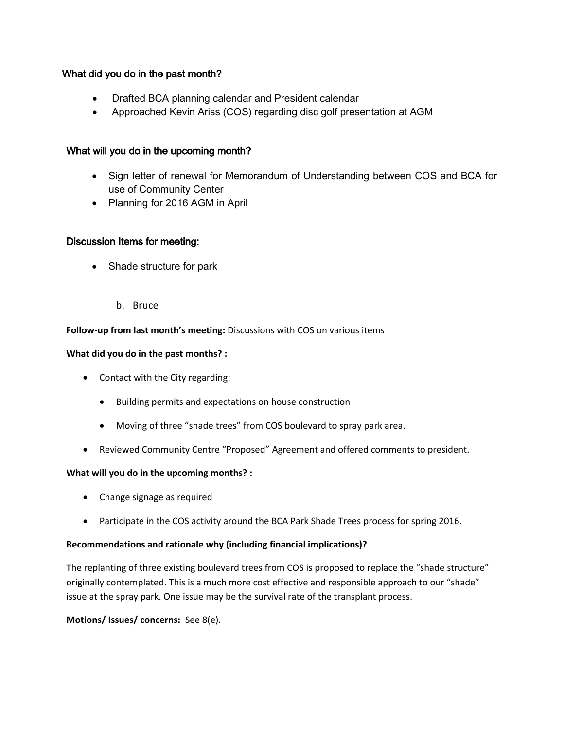### What did you do in the past month?

- Drafted BCA planning calendar and President calendar
- Approached Kevin Ariss (COS) regarding disc golf presentation at AGM

### What will you do in the upcoming month?

- Sign letter of renewal for Memorandum of Understanding between COS and BCA for use of Community Center
- Planning for 2016 AGM in April

### Discussion Items for meeting:

- Shade structure for park

b. Bruce

**Follow-up from last month's meeting:** Discussions with COS on various items

**What did you do in the past months? :**

- Contact with the City regarding:
  - Building permits and expectations on house construction
  - Moving of three "shade trees" from COS boulevard to spray park area.
- Reviewed Community Centre "Proposed" Agreement and offered comments to president.

**What will you do in the upcoming months? :**

- Change signage as required
- Participate in the COS activity around the BCA Park Shade Trees process for spring 2016.

**Recommendations and rationale why (including financial implications)?**

The replanting of three existing boulevard trees from COS is proposed to replace the "shade structure" originally contemplated. This is a much more cost effective and responsible approach to our "shade" issue at the spray park. One issue may be the survival rate of the transplant process.

**Motions/ Issues/ concerns:** See 8(e).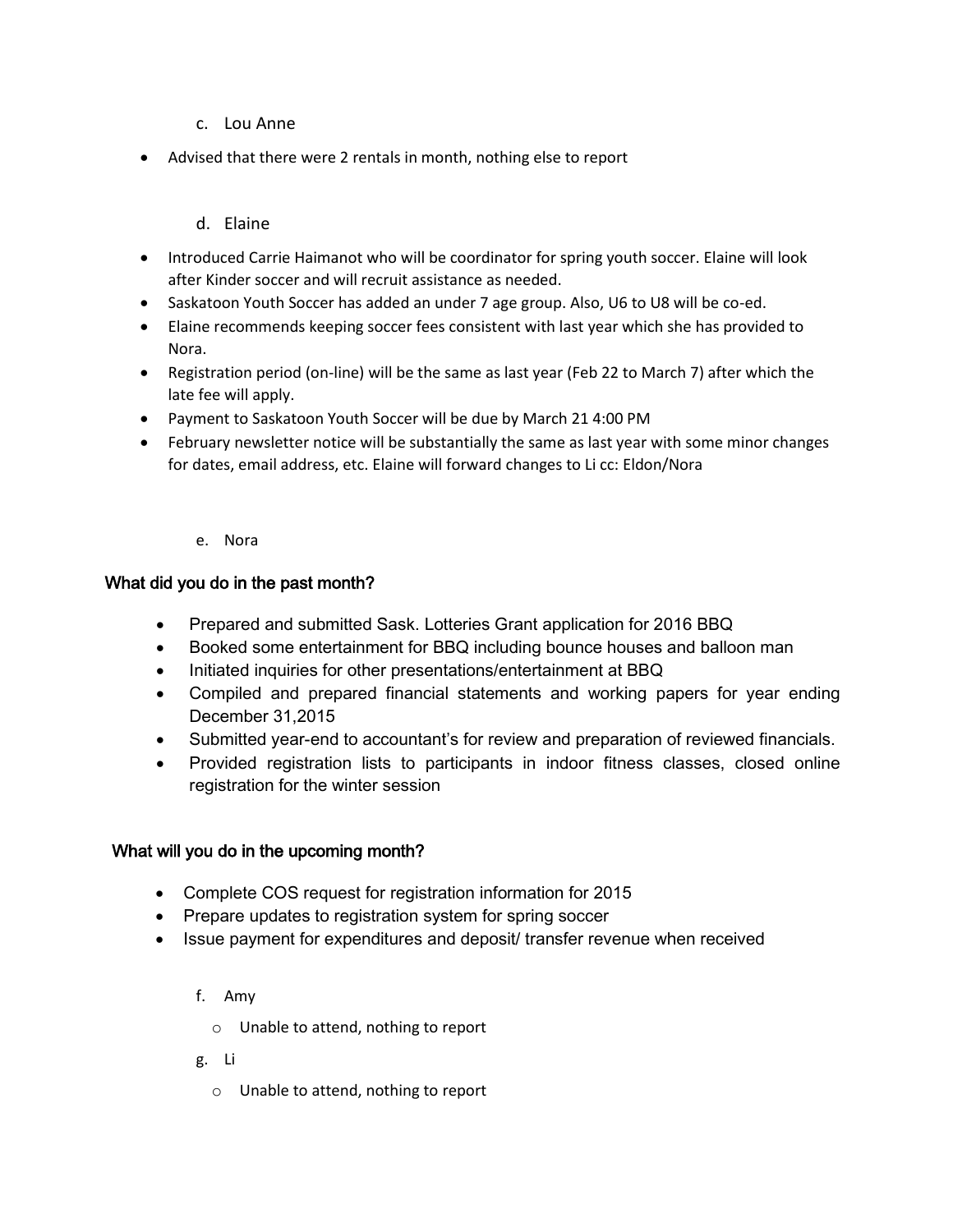c. Lou Anne

- Advised that there were 2 rentals in month, nothing else to report

d. Elaine

- Introduced Carrie Haimanot who will be coordinator for spring youth soccer. Elaine will look after Kinder soccer and will recruit assistance as needed.
- Saskatoon Youth Soccer has added an under 7 age group. Also, U6 to U8 will be co-ed.
- Elaine recommends keeping soccer fees consistent with last year which she has provided to Nora.
- Registration period (on-line) will be the same as last year (Feb 22 to March 7) after which the late fee will apply.
- Payment to Saskatoon Youth Soccer will be due by March 21 4:00 PM
- February newsletter notice will be substantially the same as last year with some minor changes for dates, email address, etc. Elaine will forward changes to Li cc: Eldon/Nora

e. Nora

**What did you do in the past month?**

- Prepared and submitted Sask. Lotteries Grant application for 2016 BBQ
- Booked some entertainment for BBQ including bounce houses and balloon man
- Initiated inquiries for other presentations/entertainment at BBQ
- Compiled and prepared financial statements and working papers for year ending December 31,2015
- Submitted year-end to accountant's for review and preparation of reviewed financials.
- Provided registration lists to participants in indoor fitness classes, closed online registration for the winter session

**What will you do in the upcoming month?**

- Complete COS request for registration information for 2015
- Prepare updates to registration system for spring soccer
- Issue payment for expenditures and deposit/ transfer revenue when received

f. Amy

- Unable to attend, nothing to report

g. Li

- Unable to attend, nothing to report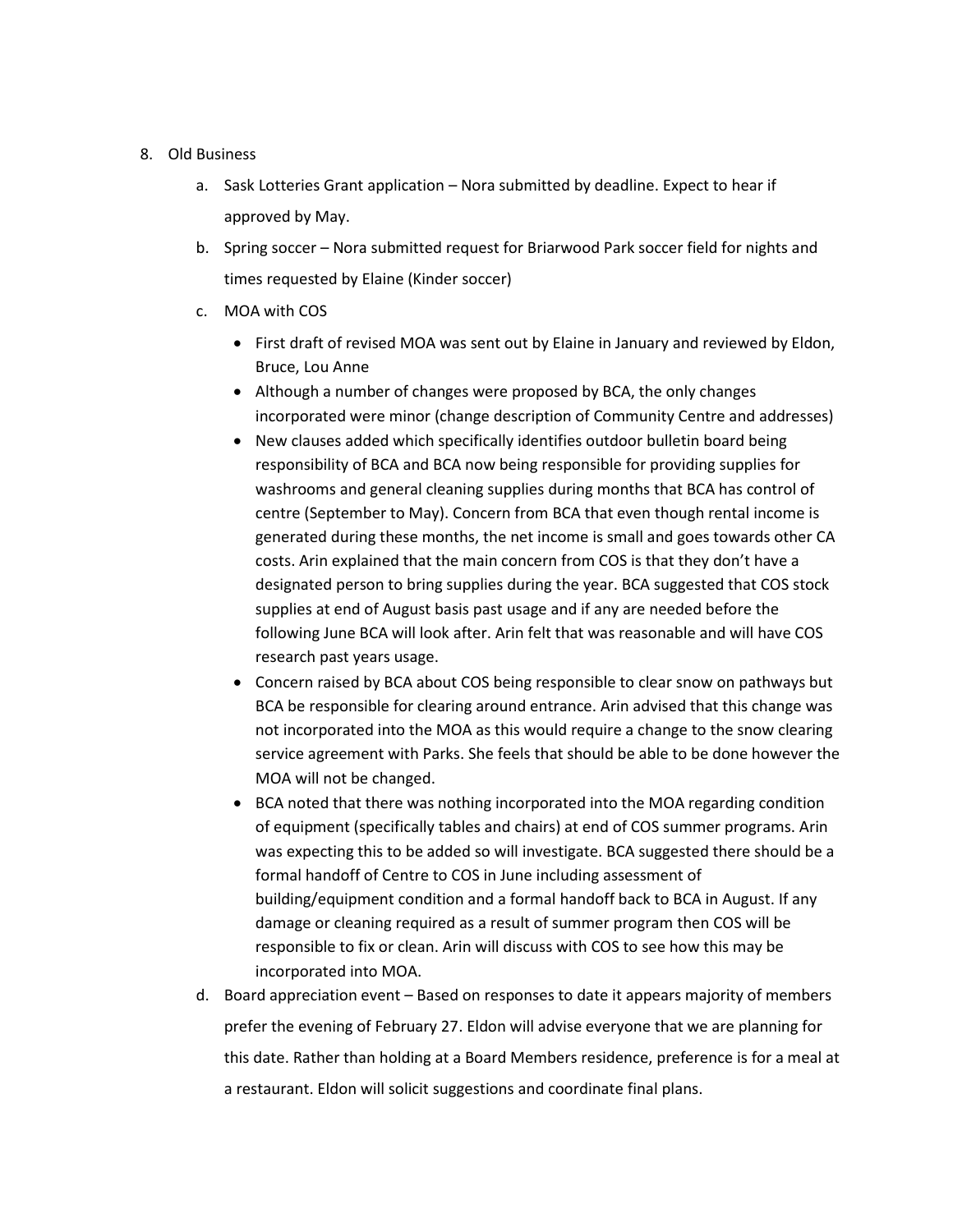8. Old Business
    a. Sask Lotteries Grant application – Nora submitted by deadline. Expect to hear if approved by May.
    b. Spring soccer – Nora submitted request for Briarwood Park soccer field for nights and times requested by Elaine (Kinder soccer)
    c. MOA with COS
        - First draft of revised MOA was sent out by Elaine in January and reviewed by Eldon, Bruce, Lou Anne
        - Although a number of changes were proposed by BCA, the only changes incorporated were minor (change description of Community Centre and addresses)
        - New clauses added which specifically identifies outdoor bulletin board being responsibility of BCA and BCA now being responsible for providing supplies for washrooms and general cleaning supplies during months that BCA has control of centre (September to May). Concern from BCA that even though rental income is generated during these months, the net income is small and goes towards other CA costs. Arin explained that the main concern from COS is that they don't have a designated person to bring supplies during the year. BCA suggested that COS stock supplies at end of August basis past usage and if any are needed before the following June BCA will look after. Arin felt that was reasonable and will have COS research past years usage.
        - Concern raised by BCA about COS being responsible to clear snow on pathways but BCA be responsible for clearing around entrance. Arin advised that this change was not incorporated into the MOA as this would require a change to the snow clearing service agreement with Parks. She feels that should be able to be done however the MOA will not be changed.
        - BCA noted that there was nothing incorporated into the MOA regarding condition of equipment (specifically tables and chairs) at end of COS summer programs. Arin was expecting this to be added so will investigate. BCA suggested there should be a formal handoff of Centre to COS in June including assessment of building/equipment condition and a formal handoff back to BCA in August. If any damage or cleaning required as a result of summer program then COS will be responsible to fix or clean. Arin will discuss with COS to see how this may be incorporated into MOA.
    d. Board appreciation event – Based on responses to date it appears majority of members prefer the evening of February 27. Eldon will advise everyone that we are planning for this date. Rather than holding at a Board Members residence, preference is for a meal at a restaurant. Eldon will solicit suggestions and coordinate final plans.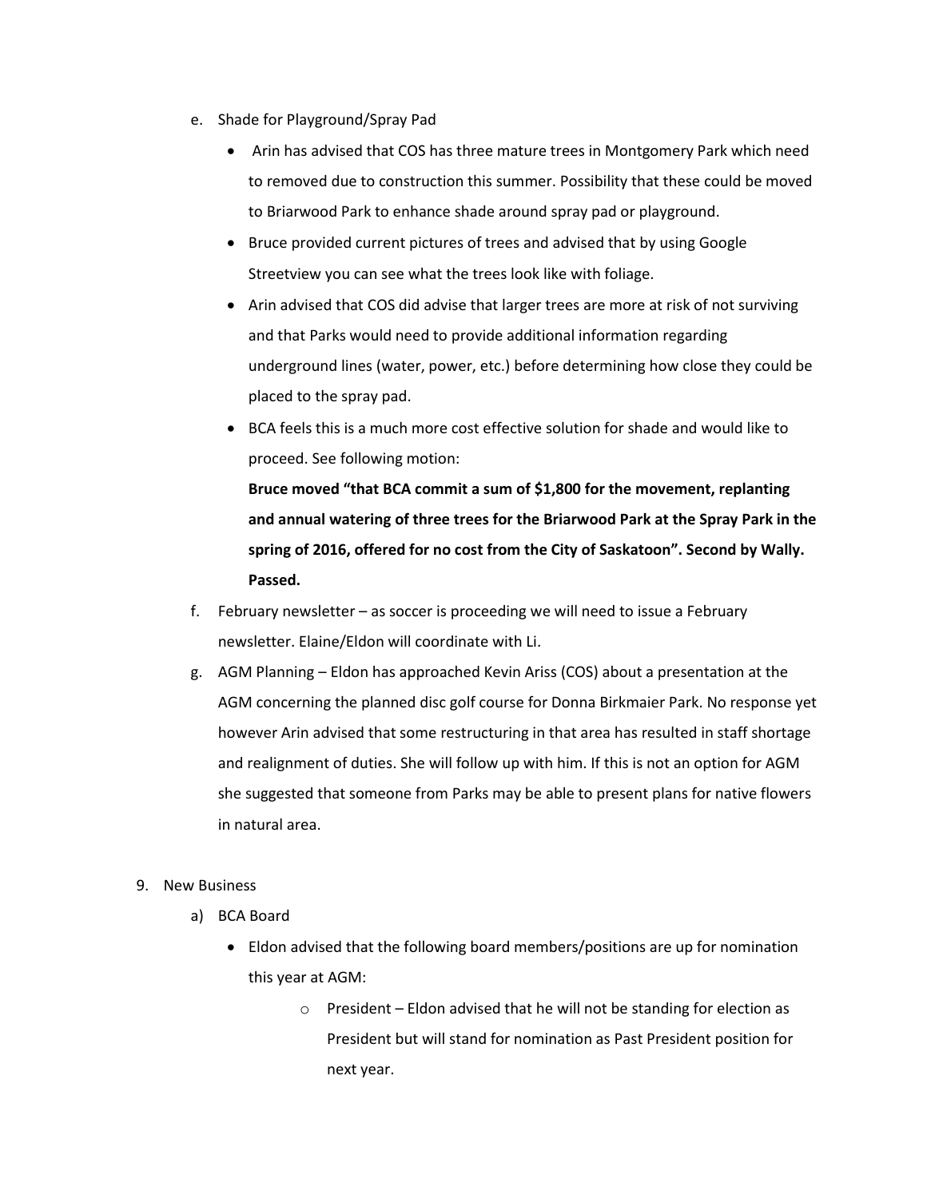e. Shade for Playground/Spray Pad

- Arin has advised that COS has three mature trees in Montgomery Park which need to removed due to construction this summer. Possibility that these could be moved to Briarwood Park to enhance shade around spray pad or playground.
- Bruce provided current pictures of trees and advised that by using Google Streetview you can see what the trees look like with foliage.
- Arin advised that COS did advise that larger trees are more at risk of not surviving and that Parks would need to provide additional information regarding underground lines (water, power, etc.) before determining how close they could be placed to the spray pad.
- BCA feels this is a much more cost effective solution for shade and would like to proceed. See following motion:

  **Bruce moved "that BCA commit a sum of $1,800 for the movement, replanting and annual watering of three trees for the Briarwood Park at the Spray Park in the spring of 2016, offered for no cost from the City of Saskatoon". Second by Wally. Passed.**

f. February newsletter – as soccer is proceeding we will need to issue a February newsletter. Elaine/Eldon will coordinate with Li.

g. AGM Planning – Eldon has approached Kevin Ariss (COS) about a presentation at the AGM concerning the planned disc golf course for Donna Birkmaier Park. No response yet however Arin advised that some restructuring in that area has resulted in staff shortage and realignment of duties. She will follow up with him. If this is not an option for AGM she suggested that someone from Parks may be able to present plans for native flowers in natural area.

9. New Business

a) BCA Board

- Eldon advised that the following board members/positions are up for nomination this year at AGM:
  - President – Eldon advised that he will not be standing for election as President but will stand for nomination as Past President position for next year.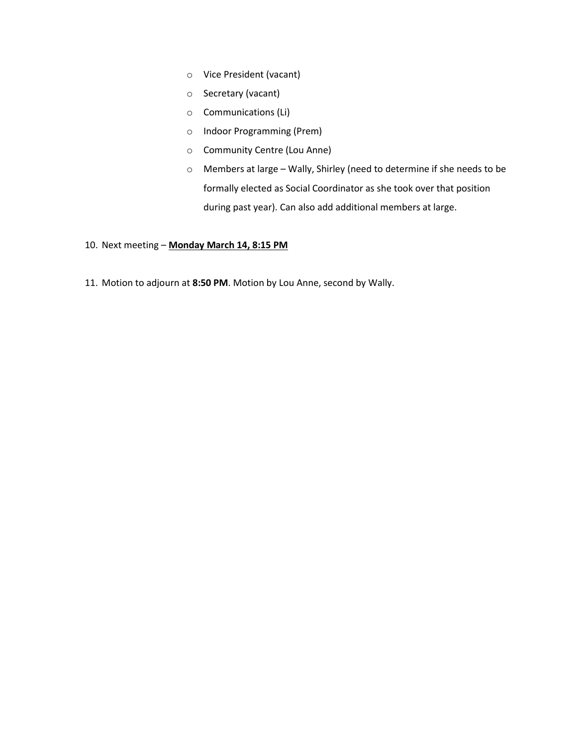- Vice President (vacant)
- Secretary (vacant)
- Communications (Li)
- Indoor Programming (Prem)
- Community Centre (Lou Anne)
- Members at large – Wally, Shirley (need to determine if she needs to be formally elected as Social Coordinator as she took over that position during past year). Can also add additional members at large.

10. Next meeting – <u>**Monday March 14, 8:15 PM**</u>

11. Motion to adjourn at **8:50 PM**. Motion by Lou Anne, second by Wally.